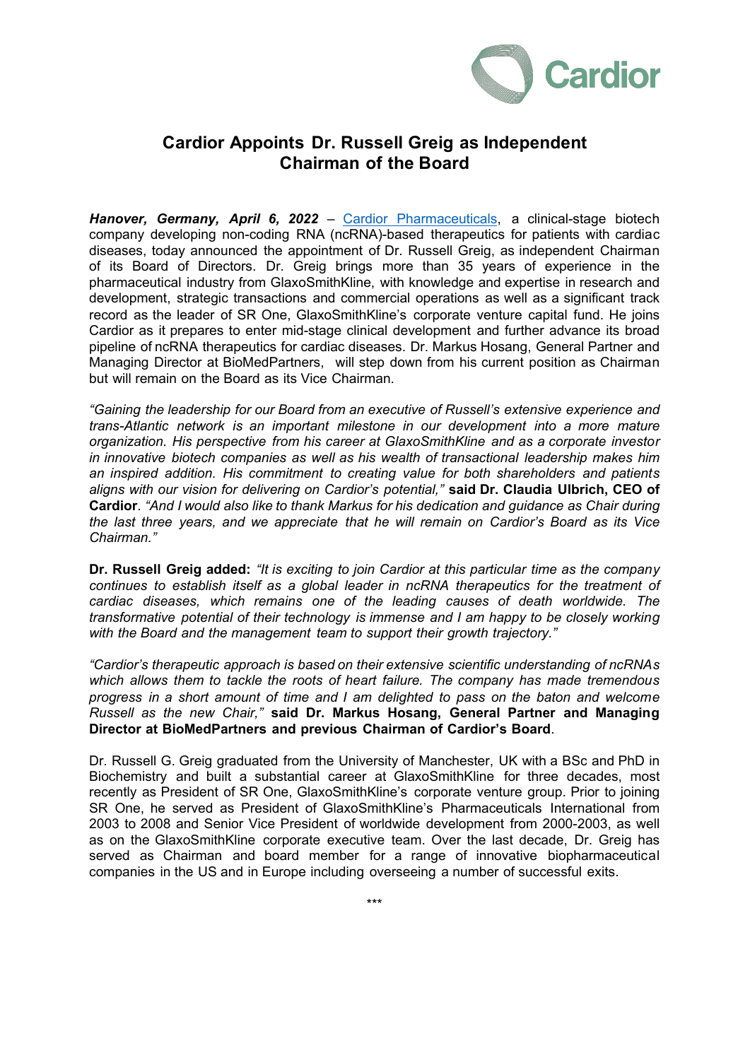Cardior

# Cardior Appoints Dr. Russell Greig as Independent Chairman of the Board

***Hanover, Germany, April 6, 2022*** – Cardior Pharmaceuticals, a clinical-stage biotech company developing non-coding RNA (ncRNA)-based therapeutics for patients with cardiac diseases, today announced the appointment of Dr. Russell Greig, as independent Chairman of its Board of Directors. Dr. Greig brings more than 35 years of experience in the pharmaceutical industry from GlaxoSmithKline, with knowledge and expertise in research and development, strategic transactions and commercial operations as well as a significant track record as the leader of SR One, GlaxoSmithKline's corporate venture capital fund. He joins Cardior as it prepares to enter mid-stage clinical development and further advance its broad pipeline of ncRNA therapeutics for cardiac diseases. Dr. Markus Hosang, General Partner and Managing Director at BioMedPartners, will step down from his current position as Chairman but will remain on the Board as its Vice Chairman.

*"Gaining the leadership for our Board from an executive of Russell's extensive experience and trans-Atlantic network is an important milestone in our development into a more mature organization. His perspective from his career at GlaxoSmithKline and as a corporate investor in innovative biotech companies as well as his wealth of transactional leadership makes him an inspired addition. His commitment to creating value for both shareholders and patients aligns with our vision for delivering on Cardior's potential,"* **said Dr. Claudia Ulbrich, CEO of Cardior**. *"And I would also like to thank Markus for his dedication and guidance as Chair during the last three years, and we appreciate that he will remain on Cardior's Board as its Vice Chairman."*

**Dr. Russell Greig added:** *"It is exciting to join Cardior at this particular time as the company continues to establish itself as a global leader in ncRNA therapeutics for the treatment of cardiac diseases, which remains one of the leading causes of death worldwide. The transformative potential of their technology is immense and I am happy to be closely working with the Board and the management team to support their growth trajectory."*

*"Cardior's therapeutic approach is based on their extensive scientific understanding of ncRNAs which allows them to tackle the roots of heart failure. The company has made tremendous progress in a short amount of time and I am delighted to pass on the baton and welcome Russell as the new Chair,"* **said Dr. Markus Hosang, General Partner and Managing Director at BioMedPartners and previous Chairman of Cardior's Board**.

Dr. Russell G. Greig graduated from the University of Manchester, UK with a BSc and PhD in Biochemistry and built a substantial career at GlaxoSmithKline for three decades, most recently as President of SR One, GlaxoSmithKline's corporate venture group. Prior to joining SR One, he served as President of GlaxoSmithKline's Pharmaceuticals International from 2003 to 2008 and Senior Vice President of worldwide development from 2000-2003, as well as on the GlaxoSmithKline corporate executive team. Over the last decade, Dr. Greig has served as Chairman and board member for a range of innovative biopharmaceutical companies in the US and in Europe including overseeing a number of successful exits.

***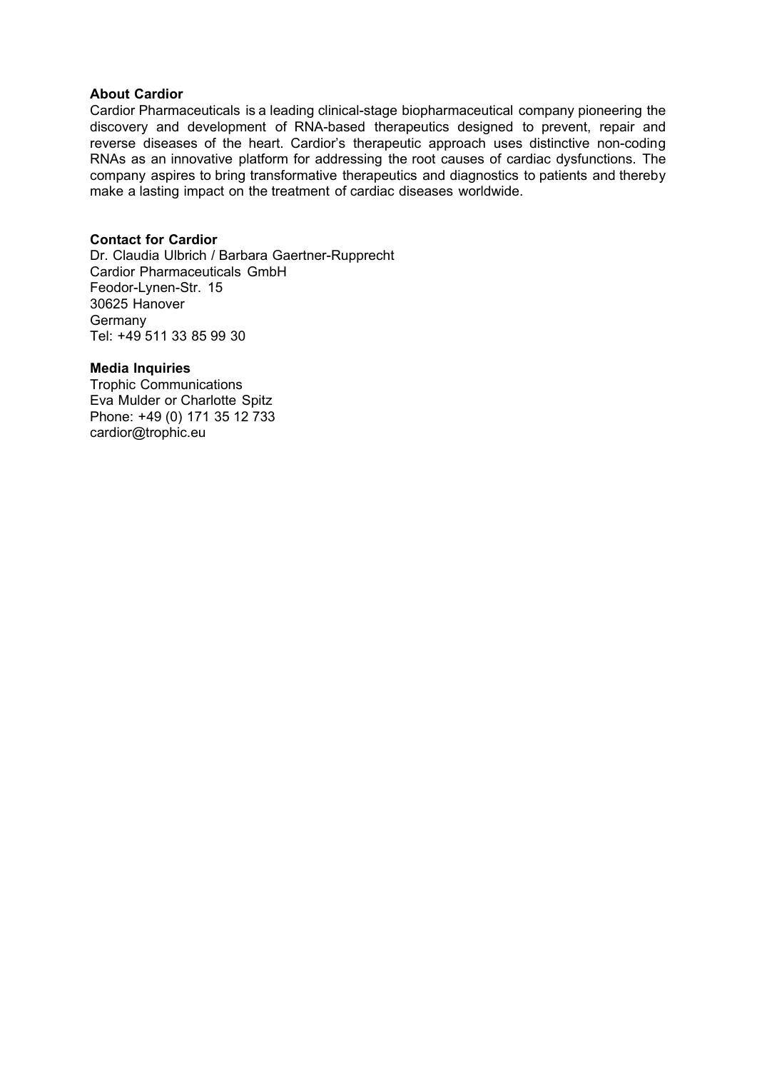**About Cardior**

Cardior Pharmaceuticals is a leading clinical-stage biopharmaceutical company pioneering the discovery and development of RNA-based therapeutics designed to prevent, repair and reverse diseases of the heart. Cardior's therapeutic approach uses distinctive non-coding RNAs as an innovative platform for addressing the root causes of cardiac dysfunctions. The company aspires to bring transformative therapeutics and diagnostics to patients and thereby make a lasting impact on the treatment of cardiac diseases worldwide.

**Contact for Cardior**

Dr. Claudia Ulbrich / Barbara Gaertner-Rupprecht
Cardior Pharmaceuticals GmbH
Feodor-Lynen-Str. 15
30625 Hanover
Germany
Tel: +49 511 33 85 99 30

**Media Inquiries**

Trophic Communications
Eva Mulder or Charlotte Spitz
Phone: +49 (0) 171 35 12 733
cardior@trophic.eu